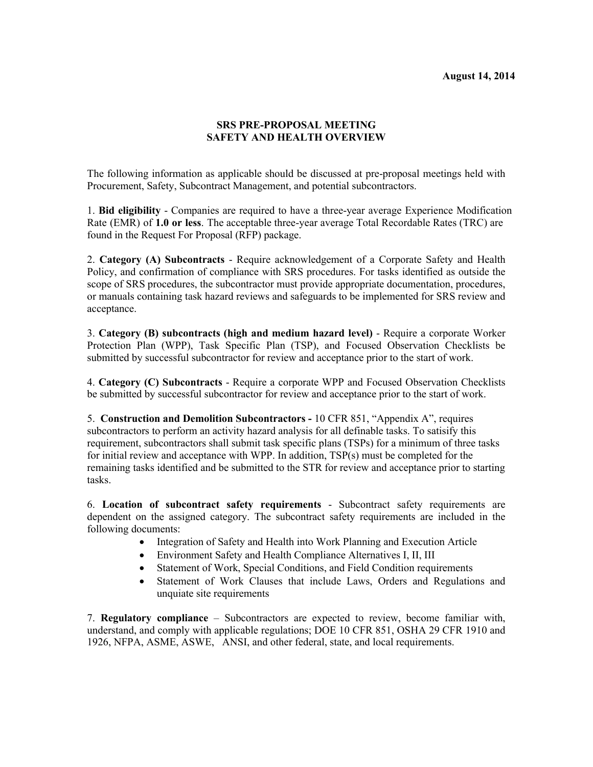**August 14, 2014**

# SRS PRE-PROPOSAL MEETING
# SAFETY AND HEALTH OVERVIEW

The following information as applicable should be discussed at pre-proposal meetings held with Procurement, Safety, Subcontract Management, and potential subcontractors.

1. **Bid eligibility** - Companies are required to have a three-year average Experience Modification Rate (EMR) of **1.0 or less**. The acceptable three-year average Total Recordable Rates (TRC) are found in the Request For Proposal (RFP) package.

2. **Category (A) Subcontracts** - Require acknowledgement of a Corporate Safety and Health Policy, and confirmation of compliance with SRS procedures. For tasks identified as outside the scope of SRS procedures, the subcontractor must provide appropriate documentation, procedures, or manuals containing task hazard reviews and safeguards to be implemented for SRS review and acceptance.

3. **Category (B) subcontracts (high and medium hazard level)** - Require a corporate Worker Protection Plan (WPP), Task Specific Plan (TSP), and Focused Observation Checklists be submitted by successful subcontractor for review and acceptance prior to the start of work.

4. **Category (C) Subcontracts** - Require a corporate WPP and Focused Observation Checklists be submitted by successful subcontractor for review and acceptance prior to the start of work.

5. **Construction and Demolition Subcontractors -** 10 CFR 851, "Appendix A", requires subcontractors to perform an activity hazard analysis for all definable tasks. To satisify this requirement, subcontractors shall submit task specific plans (TSPs) for a minimum of three tasks for initial review and acceptance with WPP. In addition, TSP(s) must be completed for the remaining tasks identified and be submitted to the STR for review and acceptance prior to starting tasks.

6. **Location of subcontract safety requirements** - Subcontract safety requirements are dependent on the assigned category. The subcontract safety requirements are included in the following documents:

- Integration of Safety and Health into Work Planning and Execution Article
- Environment Safety and Health Compliance Alternatives I, II, III
- Statement of Work, Special Conditions, and Field Condition requirements
- Statement of Work Clauses that include Laws, Orders and Regulations and unquiate site requirements

7. **Regulatory compliance** – Subcontractors are expected to review, become familiar with, understand, and comply with applicable regulations; DOE 10 CFR 851, OSHA 29 CFR 1910 and 1926, NFPA, ASME, ASWE, ANSI, and other federal, state, and local requirements.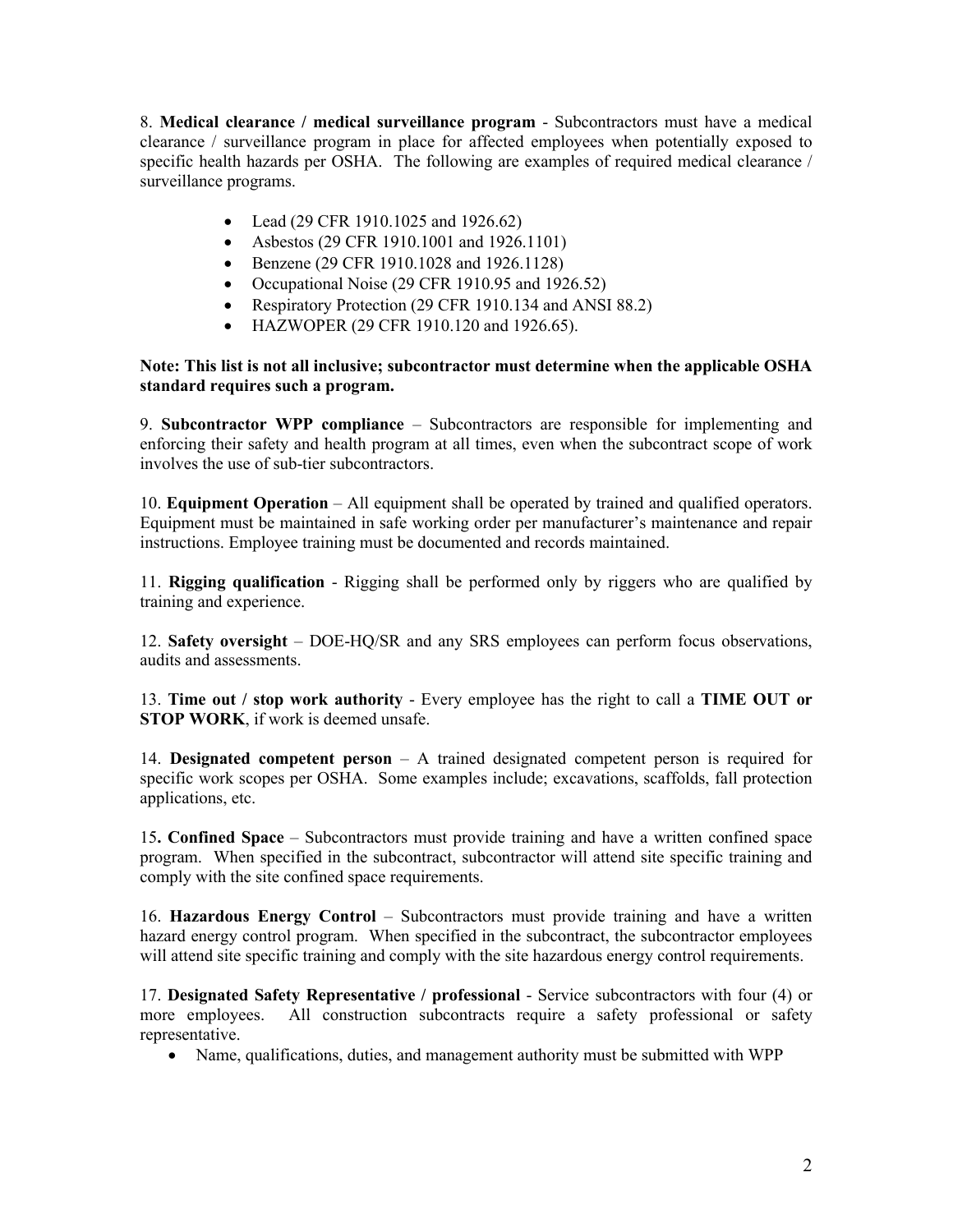8. **Medical clearance / medical surveillance program** - Subcontractors must have a medical clearance / surveillance program in place for affected employees when potentially exposed to specific health hazards per OSHA. The following are examples of required medical clearance / surveillance programs.

- Lead (29 CFR 1910.1025 and 1926.62)
- Asbestos (29 CFR 1910.1001 and 1926.1101)
- Benzene (29 CFR 1910.1028 and 1926.1128)
- Occupational Noise (29 CFR 1910.95 and 1926.52)
- Respiratory Protection (29 CFR 1910.134 and ANSI 88.2)
- HAZWOPER (29 CFR 1910.120 and 1926.65).

**Note: This list is not all inclusive; subcontractor must determine when the applicable OSHA standard requires such a program.**

9. **Subcontractor WPP compliance** – Subcontractors are responsible for implementing and enforcing their safety and health program at all times, even when the subcontract scope of work involves the use of sub-tier subcontractors.

10. **Equipment Operation** – All equipment shall be operated by trained and qualified operators. Equipment must be maintained in safe working order per manufacturer's maintenance and repair instructions. Employee training must be documented and records maintained.

11. **Rigging qualification** - Rigging shall be performed only by riggers who are qualified by training and experience.

12. **Safety oversight** – DOE-HQ/SR and any SRS employees can perform focus observations, audits and assessments.

13. **Time out / stop work authority** - Every employee has the right to call a **TIME OUT or STOP WORK**, if work is deemed unsafe.

14. **Designated competent person** – A trained designated competent person is required for specific work scopes per OSHA. Some examples include; excavations, scaffolds, fall protection applications, etc.

15**. Confined Space** – Subcontractors must provide training and have a written confined space program. When specified in the subcontract, subcontractor will attend site specific training and comply with the site confined space requirements.

16. **Hazardous Energy Control** – Subcontractors must provide training and have a written hazard energy control program. When specified in the subcontract, the subcontractor employees will attend site specific training and comply with the site hazardous energy control requirements.

17. **Designated Safety Representative / professional** - Service subcontractors with four (4) or more employees. All construction subcontracts require a safety professional or safety representative.

- Name, qualifications, duties, and management authority must be submitted with WPP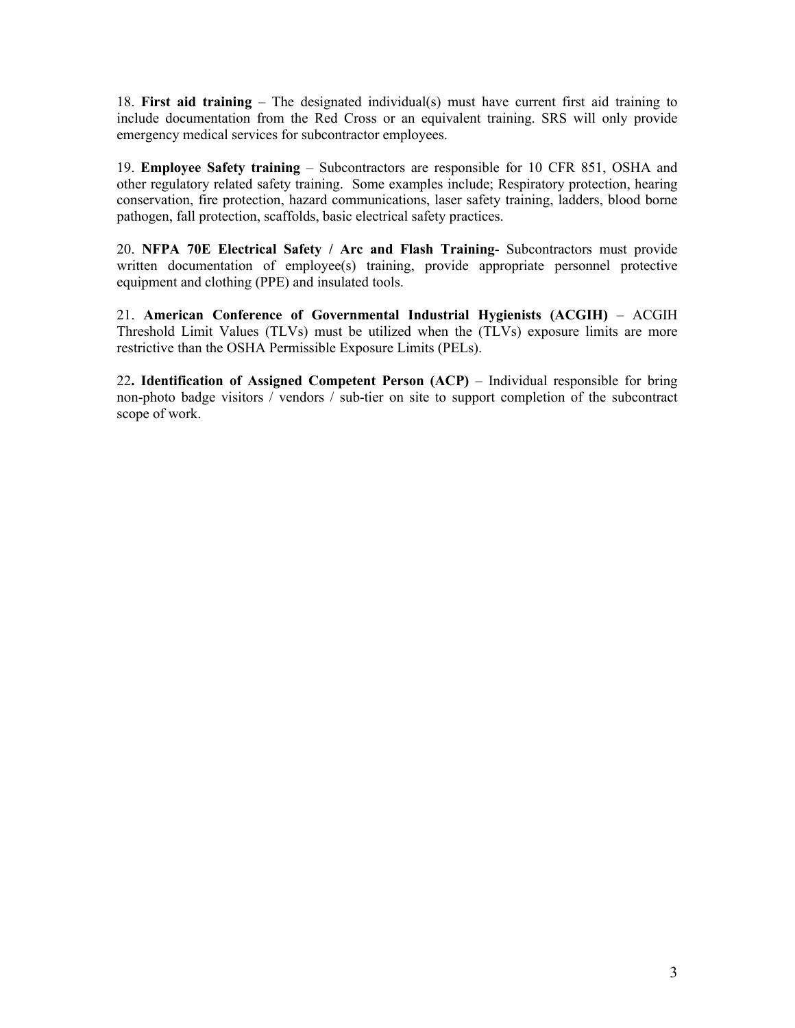18. **First aid training** – The designated individual(s) must have current first aid training to include documentation from the Red Cross or an equivalent training. SRS will only provide emergency medical services for subcontractor employees.

19. **Employee Safety training** – Subcontractors are responsible for 10 CFR 851, OSHA and other regulatory related safety training. Some examples include; Respiratory protection, hearing conservation, fire protection, hazard communications, laser safety training, ladders, blood borne pathogen, fall protection, scaffolds, basic electrical safety practices.

20. **NFPA 70E Electrical Safety / Arc and Flash Training**- Subcontractors must provide written documentation of employee(s) training, provide appropriate personnel protective equipment and clothing (PPE) and insulated tools.

21. **American Conference of Governmental Industrial Hygienists (ACGIH)** – ACGIH Threshold Limit Values (TLVs) must be utilized when the (TLVs) exposure limits are more restrictive than the OSHA Permissible Exposure Limits (PELs).

22**. Identification of Assigned Competent Person (ACP)** – Individual responsible for bring non-photo badge visitors / vendors / sub-tier on site to support completion of the subcontract scope of work.